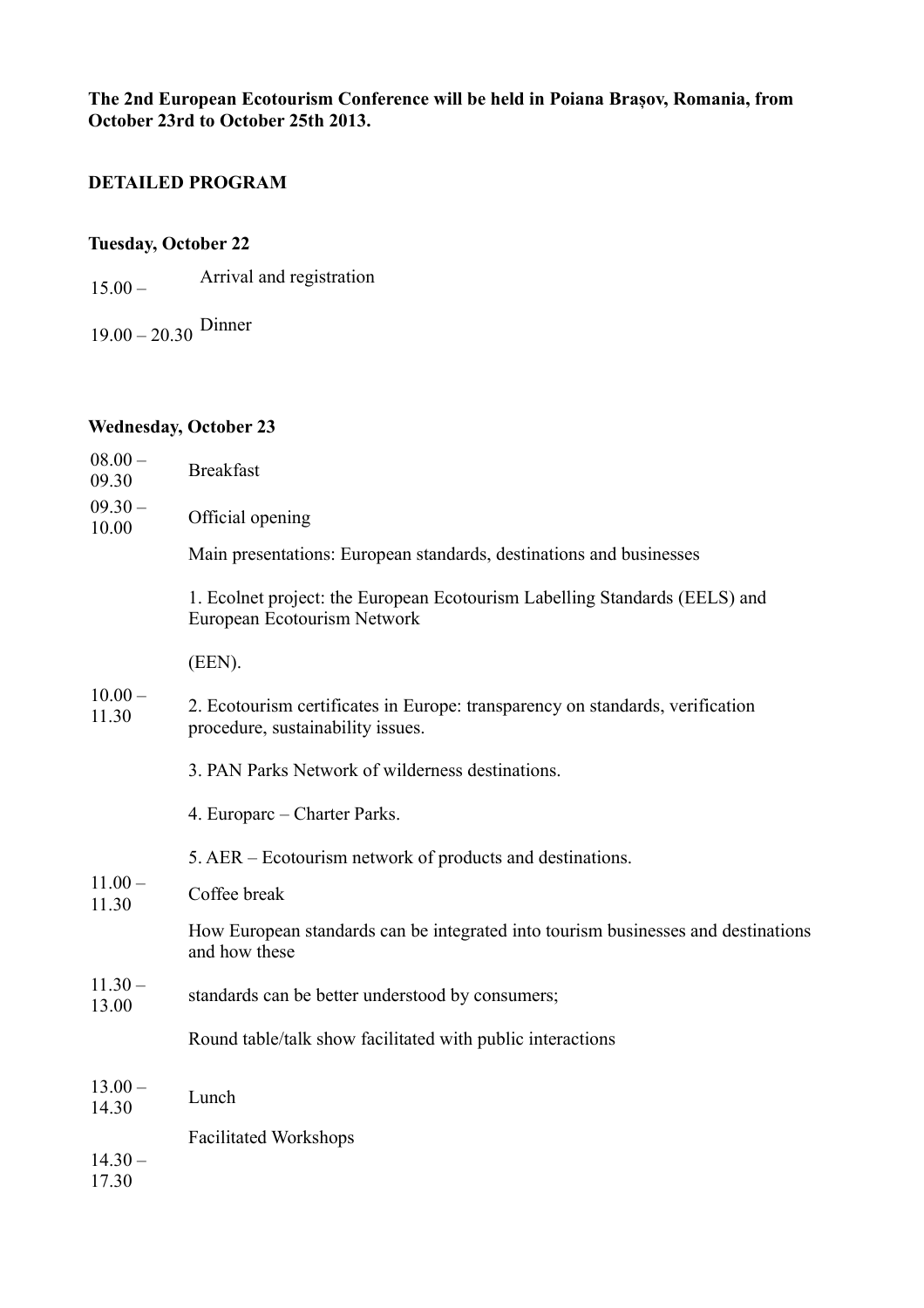**The 2nd European Ecotourism Conference will be held in Poiana Brașov, Romania, from October 23rd to October 25th 2013.**

**DETAILED PROGRAM**

**Tuesday, October 22**

| | |
|---|---|
| 15.00 – | Arrival and registration |
| 19.00 – 20.30 | Dinner |

**Wednesday, October 23**

| | |
|---|---|
| 08.00 – 09.30 | Breakfast |
| 09.30 – 10.00 | Official opening |
| 10.00 – 11.30 | Main presentations: European standards, destinations and businesses<br><br>1. Ecolnet project: the European Ecotourism Labelling Standards (EELS) and European Ecotourism Network<br><br>(EEN).<br><br>2. Ecotourism certificates in Europe: transparency on standards, verification procedure, sustainability issues.<br><br>3. PAN Parks Network of wilderness destinations.<br><br>4. Europarc – Charter Parks.<br><br>5. AER – Ecotourism network of products and destinations. |
| 11.00 – 11.30 | Coffee break |
| 11.30 – 13.00 | How European standards can be integrated into tourism businesses and destinations and how these<br><br>standards can be better understood by consumers;<br><br>Round table/talk show facilitated with public interactions |
| 13.00 – 14.30 | Lunch |
| 14.30 – 17.30 | Facilitated Workshops |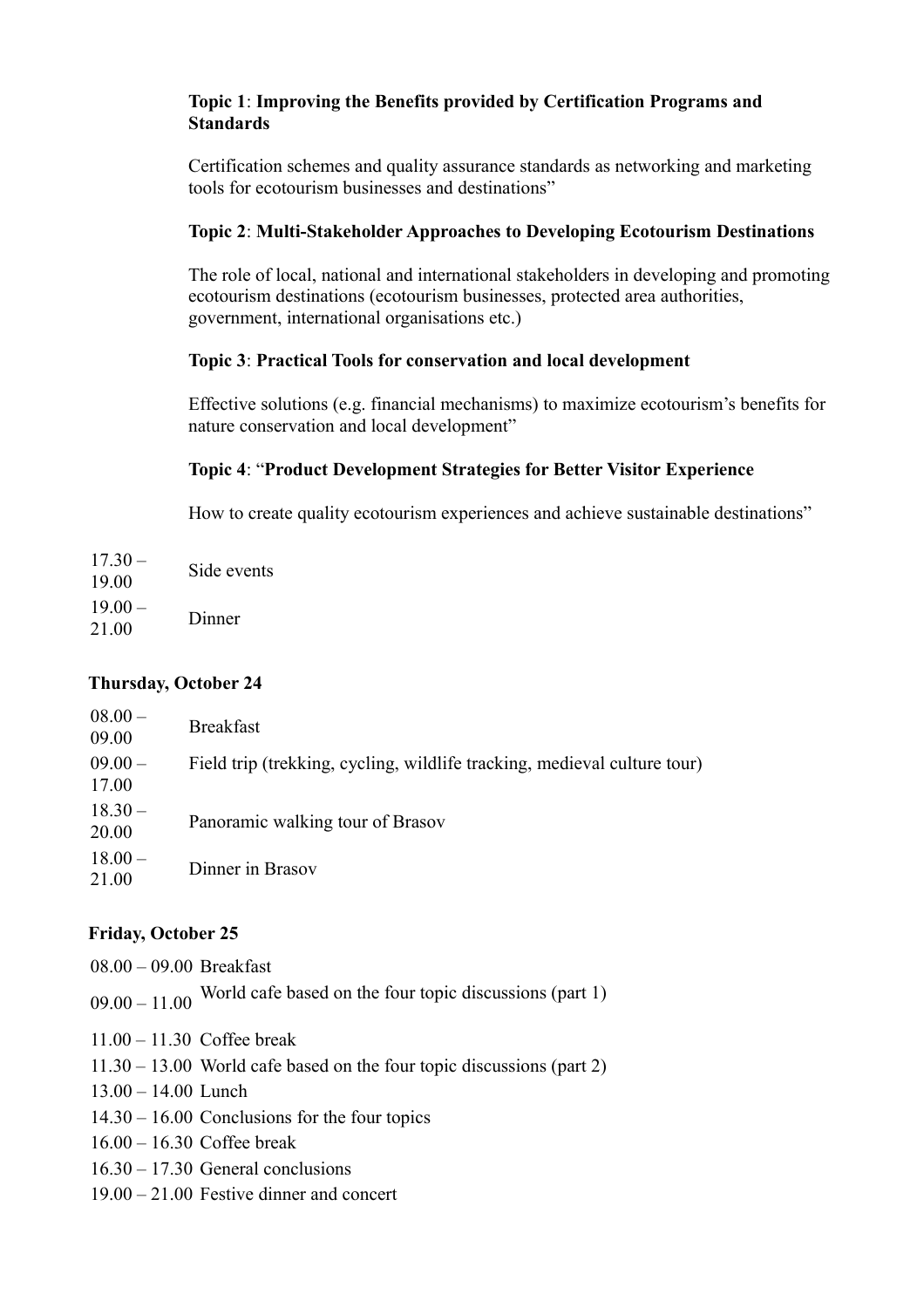**Topic 1**: **Improving the Benefits provided by Certification Programs and Standards**

Certification schemes and quality assurance standards as networking and marketing tools for ecotourism businesses and destinations"

**Topic 2**: **Multi-Stakeholder Approaches to Developing Ecotourism Destinations**

The role of local, national and international stakeholders in developing and promoting ecotourism destinations (ecotourism businesses, protected area authorities, government, international organisations etc.)

**Topic 3**: **Practical Tools for conservation and local development**

Effective solutions (e.g. financial mechanisms) to maximize ecotourism's benefits for nature conservation and local development"

**Topic 4**: "**Product Development Strategies for Better Visitor Experience**

How to create quality ecotourism experiences and achieve sustainable destinations"

| | |
|---|---|
| 17.30 – 19.00 | Side events |
| 19.00 – 21.00 | Dinner |

**Thursday, October 24**

| | |
|---|---|
| 08.00 – 09.00 | Breakfast |
| 09.00 – 17.00 | Field trip (trekking, cycling, wildlife tracking, medieval culture tour) |
| 18.30 – 20.00 | Panoramic walking tour of Brasov |
| 18.00 – 21.00 | Dinner in Brasov |

**Friday, October 25**

| | |
|---|---|
| 08.00 – 09.00 | Breakfast |
| 09.00 – 11.00 | World cafe based on the four topic discussions (part 1) |
| 11.00 – 11.30 | Coffee break |
| 11.30 – 13.00 | World cafe based on the four topic discussions (part 2) |
| 13.00 – 14.00 | Lunch |
| 14.30 – 16.00 | Conclusions for the four topics |
| 16.00 – 16.30 | Coffee break |
| 16.30 – 17.30 | General conclusions |
| 19.00 – 21.00 | Festive dinner and concert |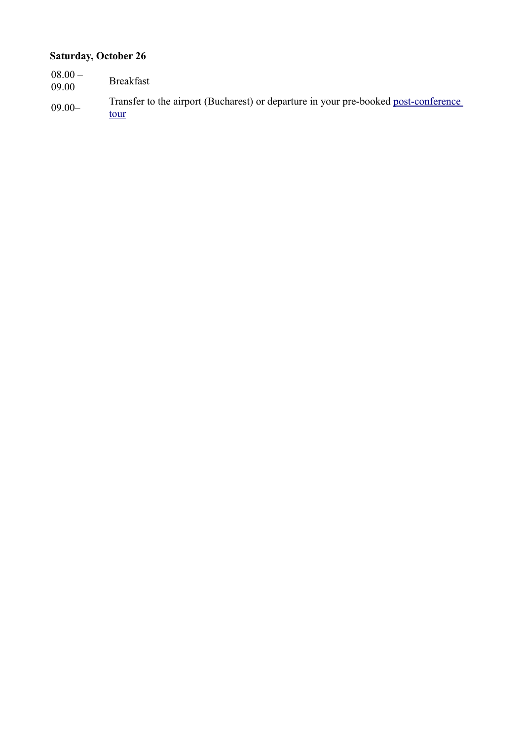**Saturday, October 26**

| | |
|---|---|
| 08.00 – 09.00 | Breakfast |
| 09.00– | Transfer to the airport (Bucharest) or departure in your pre-booked post-conference tour |